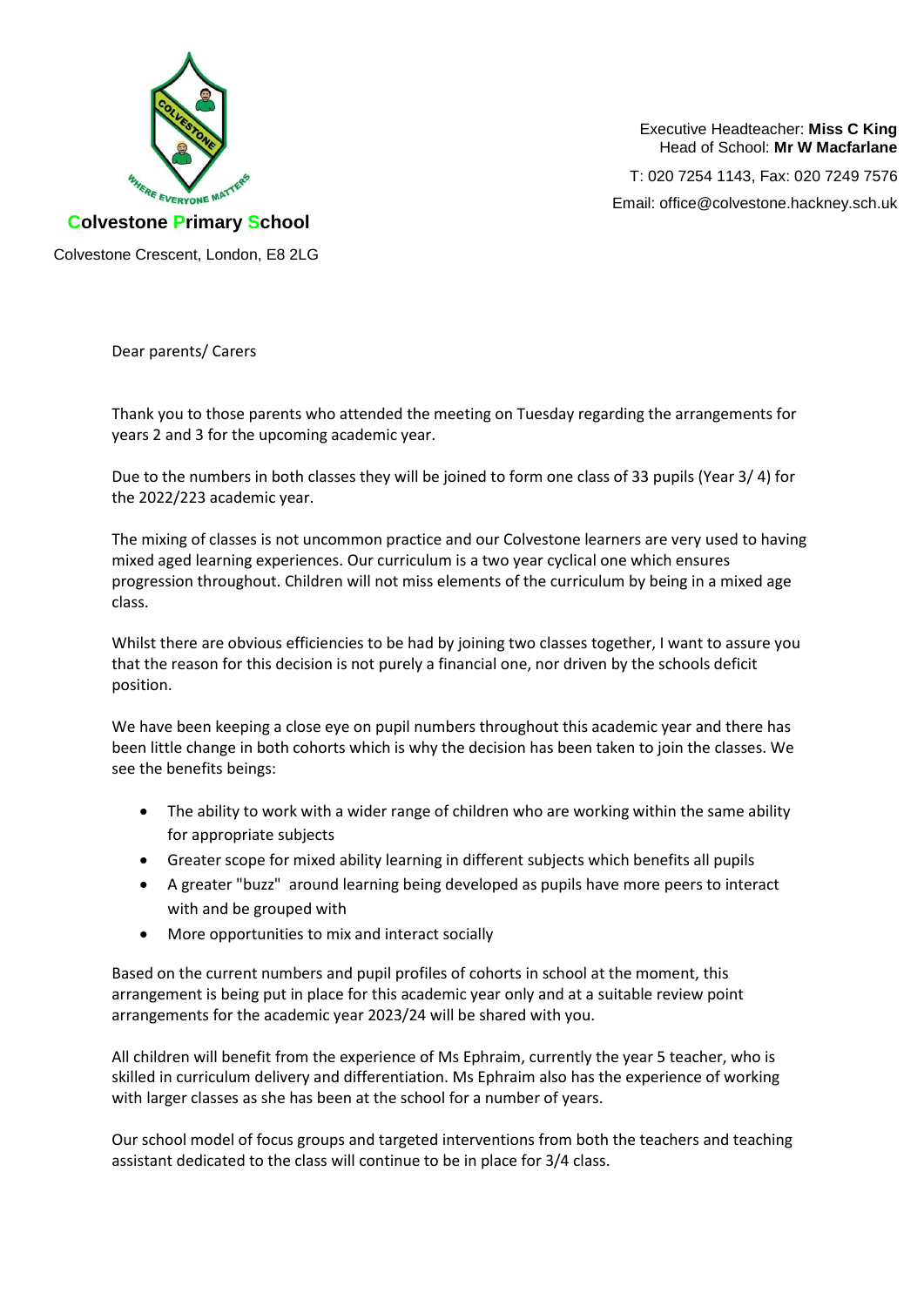Executive Headteacher: **Miss C King**
Head of School: **Mr W Macfarlane**

T: 020 7254 1143, Fax: 020 7249 7576
Email: office@colvestone.hackney.sch.uk

**Colvestone Primary School**

Colvestone Crescent, London, E8 2LG

Dear parents/ Carers

Thank you to those parents who attended the meeting on Tuesday regarding the arrangements for years 2 and 3 for the upcoming academic year.

Due to the numbers in both classes they will be joined to form one class of 33 pupils (Year 3/ 4) for the 2022/223 academic year.

The mixing of classes is not uncommon practice and our Colvestone learners are very used to having mixed aged learning experiences. Our curriculum is a two year cyclical one which ensures progression throughout. Children will not miss elements of the curriculum by being in a mixed age class.

Whilst there are obvious efficiencies to be had by joining two classes together, I want to assure you that the reason for this decision is not purely a financial one, nor driven by the schools deficit position.

We have been keeping a close eye on pupil numbers throughout this academic year and there has been little change in both cohorts which is why the decision has been taken to join the classes. We see the benefits beings:

- The ability to work with a wider range of children who are working within the same ability for appropriate subjects
- Greater scope for mixed ability learning in different subjects which benefits all pupils
- A greater "buzz" around learning being developed as pupils have more peers to interact with and be grouped with
- More opportunities to mix and interact socially

Based on the current numbers and pupil profiles of cohorts in school at the moment, this arrangement is being put in place for this academic year only and at a suitable review point arrangements for the academic year 2023/24 will be shared with you.

All children will benefit from the experience of Ms Ephraim, currently the year 5 teacher, who is skilled in curriculum delivery and differentiation. Ms Ephraim also has the experience of working with larger classes as she has been at the school for a number of years.

Our school model of focus groups and targeted interventions from both the teachers and teaching assistant dedicated to the class will continue to be in place for 3/4 class.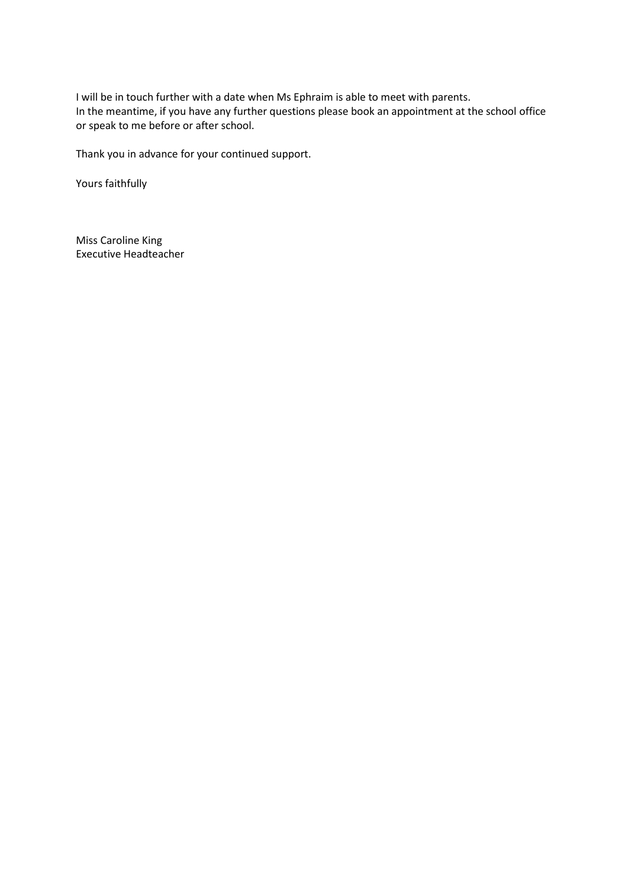I will be in touch further with a date when Ms Ephraim is able to meet with parents.
In the meantime, if you have any further questions please book an appointment at the school office or speak to me before or after school.

Thank you in advance for your continued support.

Yours faithfully

Miss Caroline King
Executive Headteacher